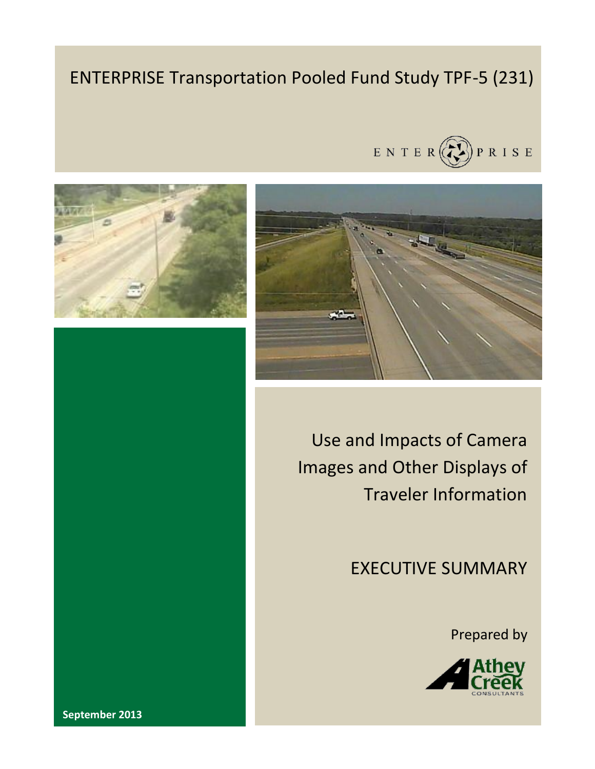ENTERPRISE Transportation Pooled Fund Study TPF-5 (231)

ENTERPRISE

# Use and Impacts of Camera Images and Other Displays of Traveler Information

## EXECUTIVE SUMMARY

Prepared by

Athey Creek Consultants

**September 2013**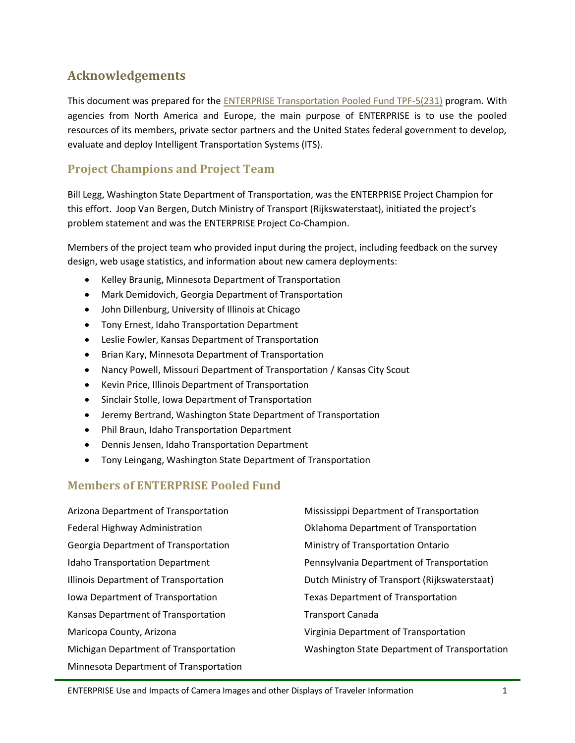## Acknowledgements

This document was prepared for the [ENTERPRISE Transportation Pooled Fund TPF-5(231)] program. With agencies from North America and Europe, the main purpose of ENTERPRISE is to use the pooled resources of its members, private sector partners and the United States federal government to develop, evaluate and deploy Intelligent Transportation Systems (ITS).

### Project Champions and Project Team

Bill Legg, Washington State Department of Transportation, was the ENTERPRISE Project Champion for this effort. Joop Van Bergen, Dutch Ministry of Transport (Rijkswaterstaat), initiated the project's problem statement and was the ENTERPRISE Project Co-Champion.

Members of the project team who provided input during the project, including feedback on the survey design, web usage statistics, and information about new camera deployments:

- Kelley Braunig, Minnesota Department of Transportation
- Mark Demidovich, Georgia Department of Transportation
- John Dillenburg, University of Illinois at Chicago
- Tony Ernest, Idaho Transportation Department
- Leslie Fowler, Kansas Department of Transportation
- Brian Kary, Minnesota Department of Transportation
- Nancy Powell, Missouri Department of Transportation / Kansas City Scout
- Kevin Price, Illinois Department of Transportation
- Sinclair Stolle, Iowa Department of Transportation
- Jeremy Bertrand, Washington State Department of Transportation
- Phil Braun, Idaho Transportation Department
- Dennis Jensen, Idaho Transportation Department
- Tony Leingang, Washington State Department of Transportation

### Members of ENTERPRISE Pooled Fund

Arizona Department of Transportation
Federal Highway Administration
Georgia Department of Transportation
Idaho Transportation Department
Illinois Department of Transportation
Iowa Department of Transportation
Kansas Department of Transportation
Maricopa County, Arizona
Michigan Department of Transportation
Minnesota Department of Transportation
Mississippi Department of Transportation
Oklahoma Department of Transportation
Ministry of Transportation Ontario
Pennsylvania Department of Transportation
Dutch Ministry of Transport (Rijkswaterstaat)
Texas Department of Transportation
Transport Canada
Virginia Department of Transportation
Washington State Department of Transportation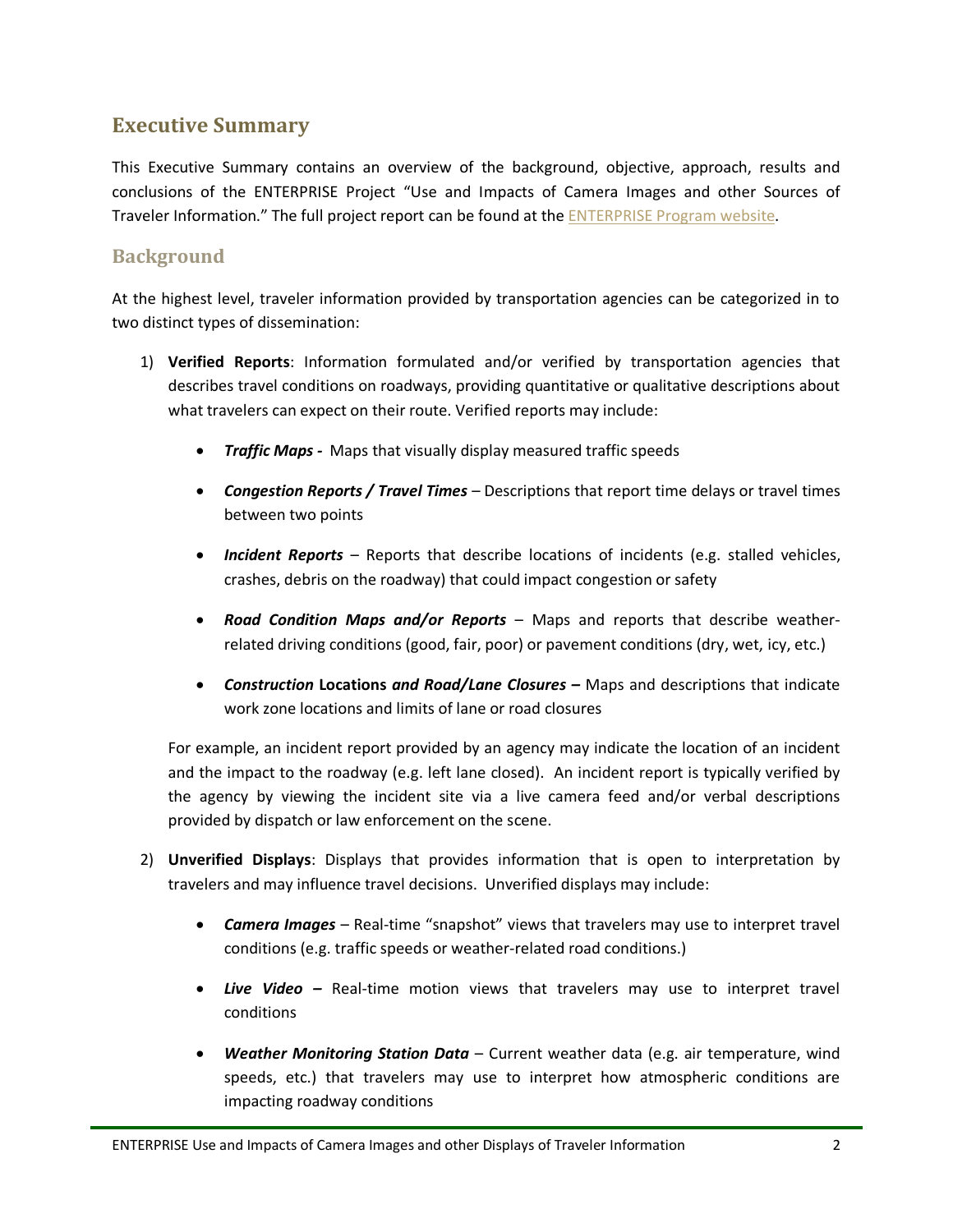## Executive Summary

This Executive Summary contains an overview of the background, objective, approach, results and conclusions of the ENTERPRISE Project "Use and Impacts of Camera Images and other Sources of Traveler Information." The full project report can be found at the ENTERPRISE Program website.

### Background

At the highest level, traveler information provided by transportation agencies can be categorized in to two distinct types of dissemination:

1) **Verified Reports**: Information formulated and/or verified by transportation agencies that describes travel conditions on roadways, providing quantitative or qualitative descriptions about what travelers can expect on their route. Verified reports may include:

   - ***Traffic Maps -*** Maps that visually display measured traffic speeds
   - ***Congestion Reports / Travel Times*** – Descriptions that report time delays or travel times between two points
   - ***Incident Reports*** – Reports that describe locations of incidents (e.g. stalled vehicles, crashes, debris on the roadway) that could impact congestion or safety
   - ***Road Condition Maps and/or Reports*** – Maps and reports that describe weather-related driving conditions (good, fair, poor) or pavement conditions (dry, wet, icy, etc.)
   - ***Construction* Locations *and Road/Lane Closures* –** Maps and descriptions that indicate work zone locations and limits of lane or road closures

   For example, an incident report provided by an agency may indicate the location of an incident and the impact to the roadway (e.g. left lane closed). An incident report is typically verified by the agency by viewing the incident site via a live camera feed and/or verbal descriptions provided by dispatch or law enforcement on the scene.

2) **Unverified Displays**: Displays that provides information that is open to interpretation by travelers and may influence travel decisions. Unverified displays may include:

   - ***Camera Images*** – Real-time "snapshot" views that travelers may use to interpret travel conditions (e.g. traffic speeds or weather-related road conditions.)
   - ***Live Video* –** Real-time motion views that travelers may use to interpret travel conditions
   - ***Weather Monitoring Station Data*** – Current weather data (e.g. air temperature, wind speeds, etc.) that travelers may use to interpret how atmospheric conditions are impacting roadway conditions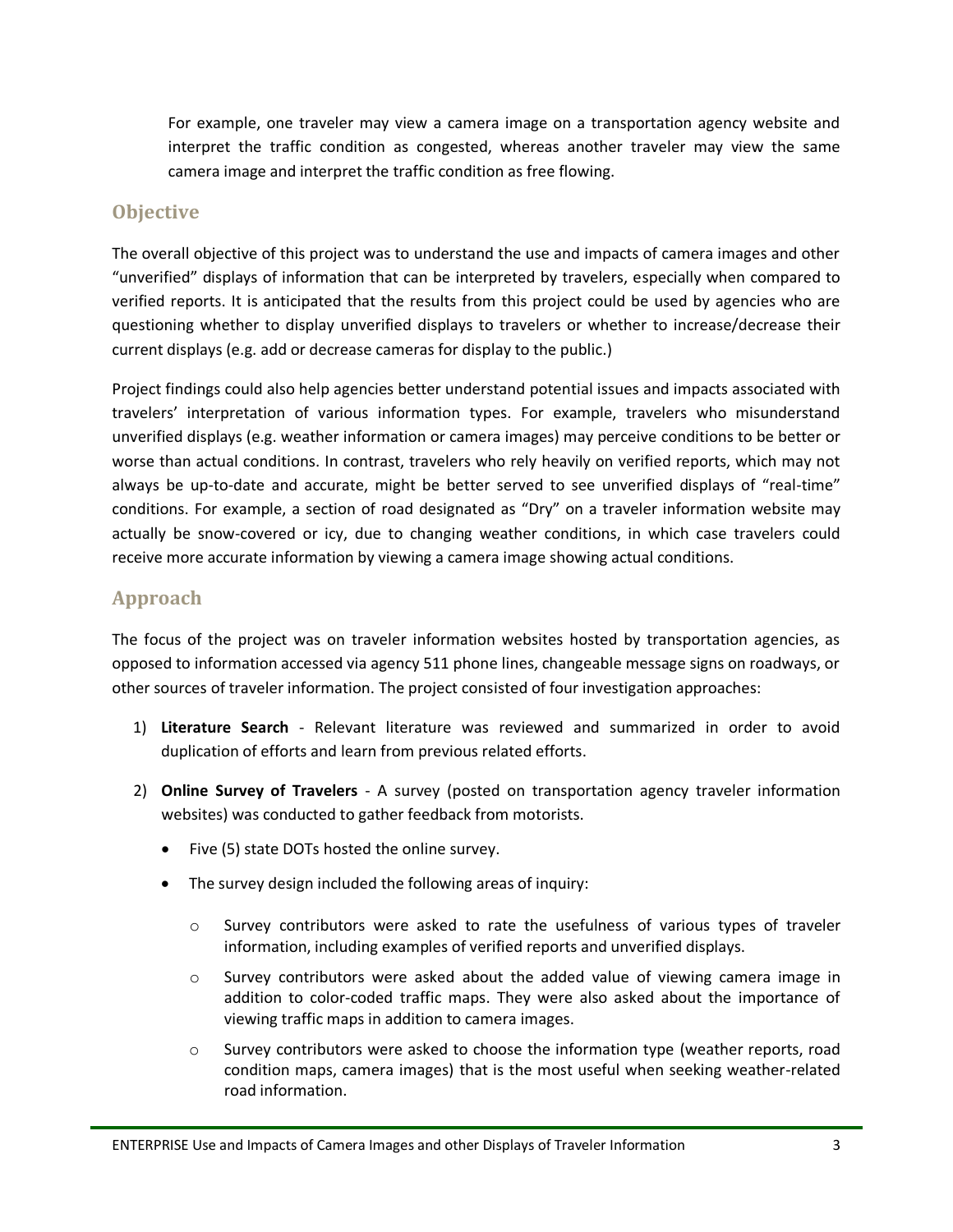For example, one traveler may view a camera image on a transportation agency website and interpret the traffic condition as congested, whereas another traveler may view the same camera image and interpret the traffic condition as free flowing.

## Objective

The overall objective of this project was to understand the use and impacts of camera images and other "unverified" displays of information that can be interpreted by travelers, especially when compared to verified reports. It is anticipated that the results from this project could be used by agencies who are questioning whether to display unverified displays to travelers or whether to increase/decrease their current displays (e.g. add or decrease cameras for display to the public.)

Project findings could also help agencies better understand potential issues and impacts associated with travelers' interpretation of various information types. For example, travelers who misunderstand unverified displays (e.g. weather information or camera images) may perceive conditions to be better or worse than actual conditions. In contrast, travelers who rely heavily on verified reports, which may not always be up-to-date and accurate, might be better served to see unverified displays of "real-time" conditions. For example, a section of road designated as "Dry" on a traveler information website may actually be snow-covered or icy, due to changing weather conditions, in which case travelers could receive more accurate information by viewing a camera image showing actual conditions.

## Approach

The focus of the project was on traveler information websites hosted by transportation agencies, as opposed to information accessed via agency 511 phone lines, changeable message signs on roadways, or other sources of traveler information. The project consisted of four investigation approaches:

1) **Literature Search** - Relevant literature was reviewed and summarized in order to avoid duplication of efforts and learn from previous related efforts.

2) **Online Survey of Travelers** - A survey (posted on transportation agency traveler information websites) was conducted to gather feedback from motorists.

   - Five (5) state DOTs hosted the online survey.
   - The survey design included the following areas of inquiry:
     - Survey contributors were asked to rate the usefulness of various types of traveler information, including examples of verified reports and unverified displays.
     - Survey contributors were asked about the added value of viewing camera image in addition to color-coded traffic maps. They were also asked about the importance of viewing traffic maps in addition to camera images.
     - Survey contributors were asked to choose the information type (weather reports, road condition maps, camera images) that is the most useful when seeking weather-related road information.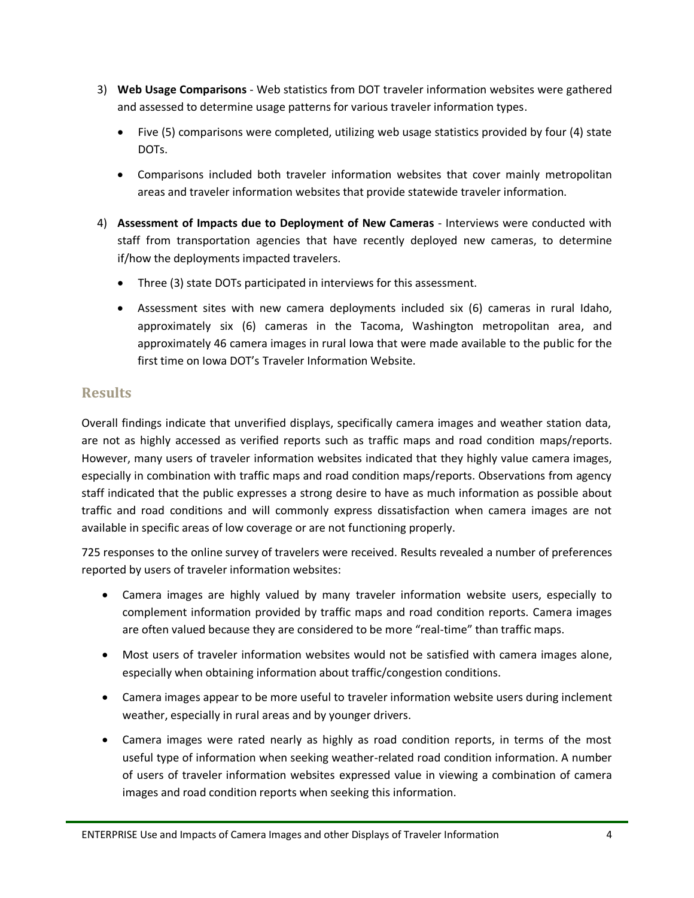3) **Web Usage Comparisons** - Web statistics from DOT traveler information websites were gathered and assessed to determine usage patterns for various traveler information types.
   - Five (5) comparisons were completed, utilizing web usage statistics provided by four (4) state DOTs.
   - Comparisons included both traveler information websites that cover mainly metropolitan areas and traveler information websites that provide statewide traveler information.
4) **Assessment of Impacts due to Deployment of New Cameras** - Interviews were conducted with staff from transportation agencies that have recently deployed new cameras, to determine if/how the deployments impacted travelers.
   - Three (3) state DOTs participated in interviews for this assessment.
   - Assessment sites with new camera deployments included six (6) cameras in rural Idaho, approximately six (6) cameras in the Tacoma, Washington metropolitan area, and approximately 46 camera images in rural Iowa that were made available to the public for the first time on Iowa DOT's Traveler Information Website.

## Results

Overall findings indicate that unverified displays, specifically camera images and weather station data, are not as highly accessed as verified reports such as traffic maps and road condition maps/reports. However, many users of traveler information websites indicated that they highly value camera images, especially in combination with traffic maps and road condition maps/reports. Observations from agency staff indicated that the public expresses a strong desire to have as much information as possible about traffic and road conditions and will commonly express dissatisfaction when camera images are not available in specific areas of low coverage or are not functioning properly.

725 responses to the online survey of travelers were received. Results revealed a number of preferences reported by users of traveler information websites:

- Camera images are highly valued by many traveler information website users, especially to complement information provided by traffic maps and road condition reports. Camera images are often valued because they are considered to be more "real-time" than traffic maps.
- Most users of traveler information websites would not be satisfied with camera images alone, especially when obtaining information about traffic/congestion conditions.
- Camera images appear to be more useful to traveler information website users during inclement weather, especially in rural areas and by younger drivers.
- Camera images were rated nearly as highly as road condition reports, in terms of the most useful type of information when seeking weather-related road condition information. A number of users of traveler information websites expressed value in viewing a combination of camera images and road condition reports when seeking this information.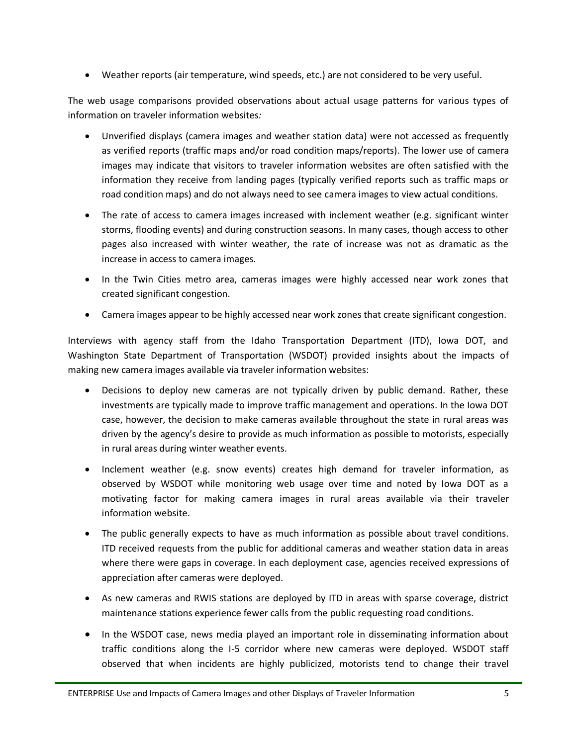- Weather reports (air temperature, wind speeds, etc.) are not considered to be very useful.

The web usage comparisons provided observations about actual usage patterns for various types of information on traveler information websites*:*

- Unverified displays (camera images and weather station data) were not accessed as frequently as verified reports (traffic maps and/or road condition maps/reports). The lower use of camera images may indicate that visitors to traveler information websites are often satisfied with the information they receive from landing pages (typically verified reports such as traffic maps or road condition maps) and do not always need to see camera images to view actual conditions.
- The rate of access to camera images increased with inclement weather (e.g. significant winter storms, flooding events) and during construction seasons. In many cases, though access to other pages also increased with winter weather, the rate of increase was not as dramatic as the increase in access to camera images.
- In the Twin Cities metro area, cameras images were highly accessed near work zones that created significant congestion.
- Camera images appear to be highly accessed near work zones that create significant congestion.

Interviews with agency staff from the Idaho Transportation Department (ITD), Iowa DOT, and Washington State Department of Transportation (WSDOT) provided insights about the impacts of making new camera images available via traveler information websites:

- Decisions to deploy new cameras are not typically driven by public demand. Rather, these investments are typically made to improve traffic management and operations. In the Iowa DOT case, however, the decision to make cameras available throughout the state in rural areas was driven by the agency's desire to provide as much information as possible to motorists, especially in rural areas during winter weather events.
- Inclement weather (e.g. snow events) creates high demand for traveler information, as observed by WSDOT while monitoring web usage over time and noted by Iowa DOT as a motivating factor for making camera images in rural areas available via their traveler information website.
- The public generally expects to have as much information as possible about travel conditions. ITD received requests from the public for additional cameras and weather station data in areas where there were gaps in coverage. In each deployment case, agencies received expressions of appreciation after cameras were deployed.
- As new cameras and RWIS stations are deployed by ITD in areas with sparse coverage, district maintenance stations experience fewer calls from the public requesting road conditions.
- In the WSDOT case, news media played an important role in disseminating information about traffic conditions along the I-5 corridor where new cameras were deployed. WSDOT staff observed that when incidents are highly publicized, motorists tend to change their travel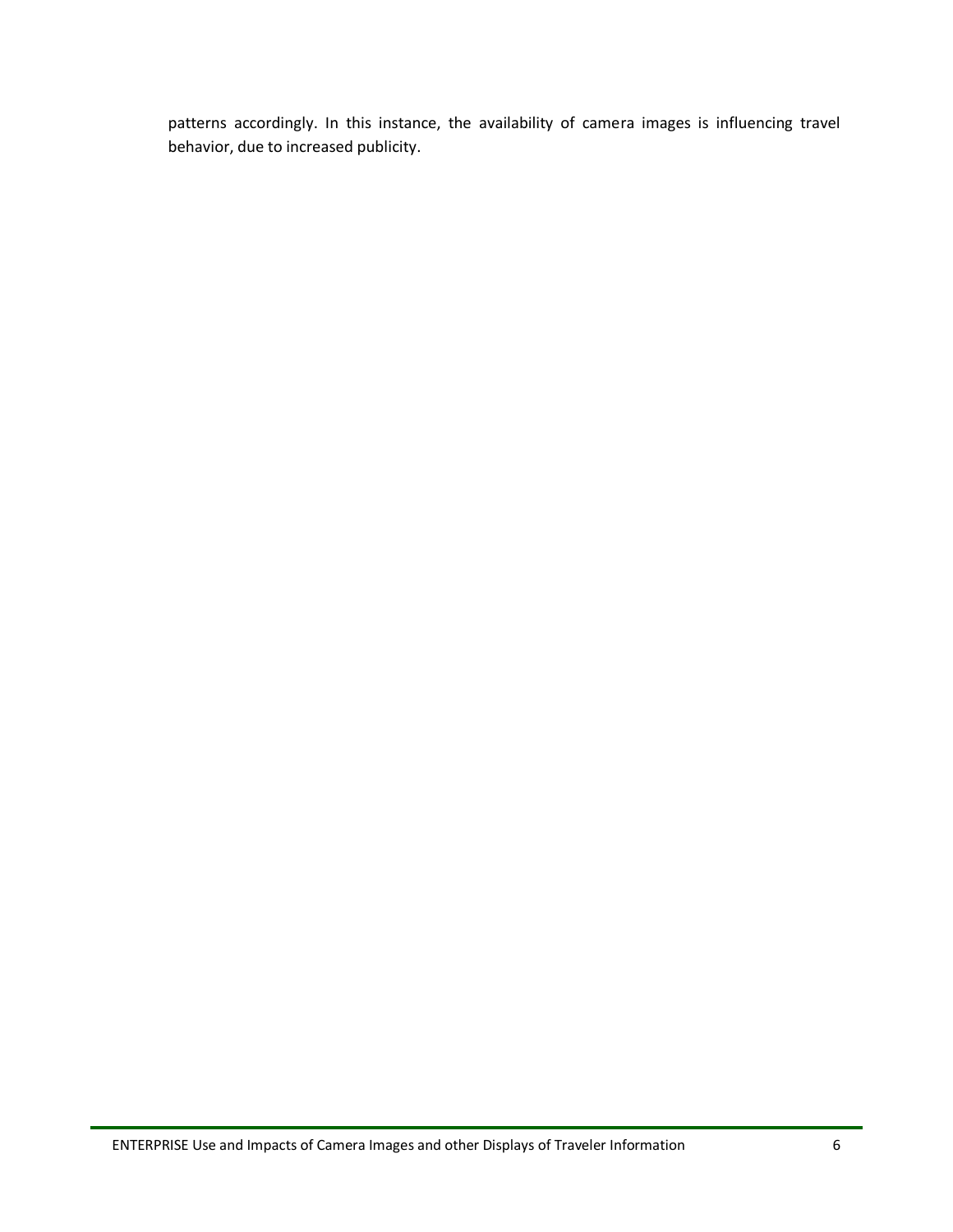patterns accordingly. In this instance, the availability of camera images is influencing travel behavior, due to increased publicity.